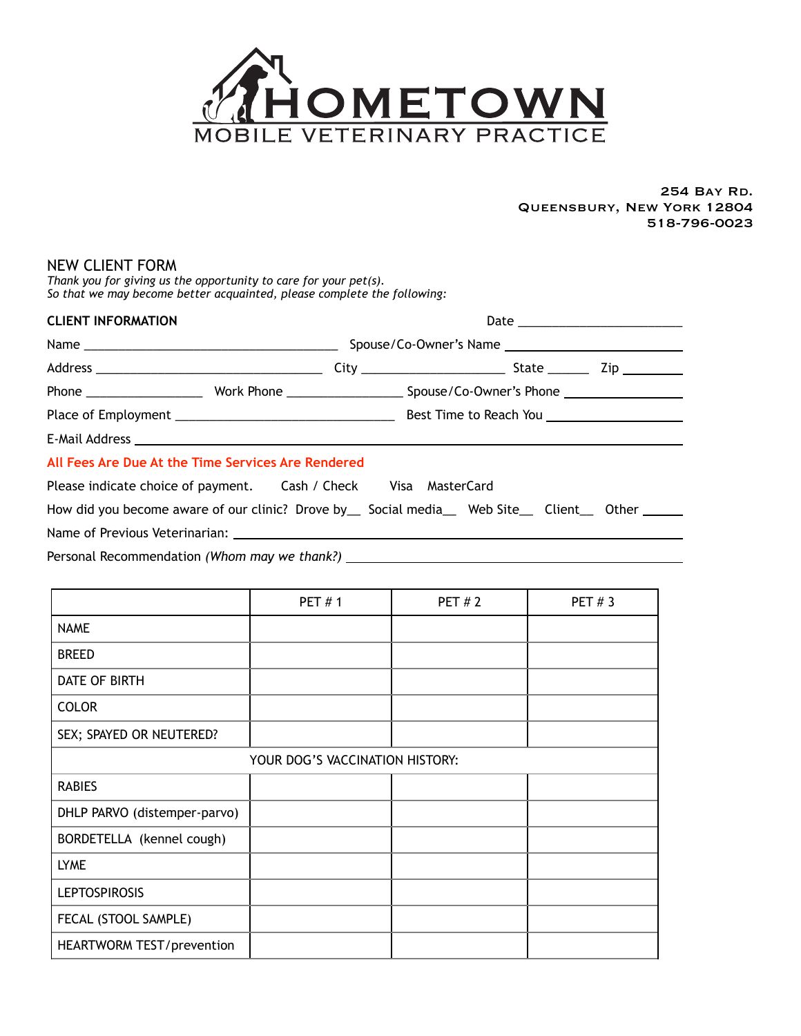# HOMETOWN
MOBILE VETERINARY PRACTICE

254 Bay Rd.
Queensbury, New York 12804
518-796-0023

## NEW CLIENT FORM

*Thank you for giving us the opportunity to care for your pet(s).*
*So that we may become better acquainted, please complete the following:*

**CLIENT INFORMATION** Date ______________________

Name ___________________________________ Spouse/Co-Owner's Name ______________________

Address ________________________________ City ____________________ State ______ Zip ________

Phone ________________ Work Phone ________________ Spouse/Co-Owner's Phone ________________

Place of Employment ______________________________ Best Time to Reach You ____________________

E-Mail Address ______________________________________________________________________

**All Fees Are Due At the Time Services Are Rendered**

Please indicate choice of payment. Cash / Check Visa MasterCard

How did you become aware of our clinic? Drove by__ Social media__ Web Site__ Client__ Other _____

Name of Previous Veterinarian: _______________________________________________________

Personal Recommendation *(Whom may we thank?)* ____________________________________________

| | PET # 1 | PET # 2 | PET # 3 |
|---|---|---|---|
| NAME | | | |
| BREED | | | |
| DATE OF BIRTH | | | |
| COLOR | | | |
| SEX; SPAYED OR NEUTERED? | | | |
| YOUR DOG'S VACCINATION HISTORY: | | | |
| RABIES | | | |
| DHLP PARVO (distemper-parvo) | | | |
| BORDETELLA (kennel cough) | | | |
| LYME | | | |
| LEPTOSPIROSIS | | | |
| FECAL (STOOL SAMPLE) | | | |
| HEARTWORM TEST/prevention | | | |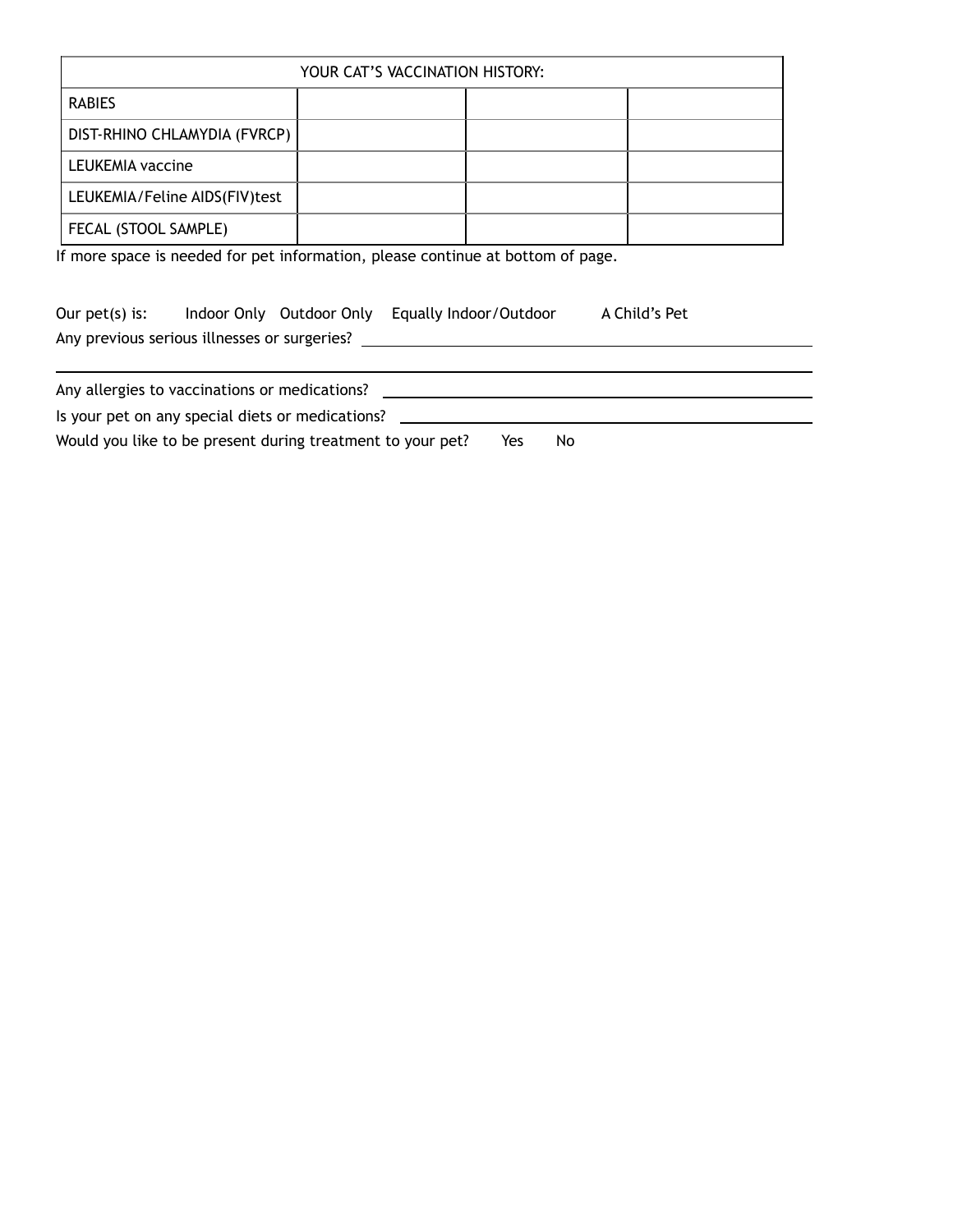| YOUR CAT'S VACCINATION HISTORY: | | | |
|---|---|---|---|
| RABIES | | | |
| DIST-RHINO CHLAMYDIA (FVRCP) | | | |
| LEUKEMIA vaccine | | | |
| LEUKEMIA/Feline AIDS(FIV)test | | | |
| FECAL (STOOL SAMPLE) | | | |

If more space is needed for pet information, please continue at bottom of page.

Our pet(s) is: Indoor Only Outdoor Only Equally Indoor/Outdoor A Child's Pet

Any previous serious illnesses or surgeries? ______________________________

______________________________

Any allergies to vaccinations or medications? ______________________________

Is your pet on any special diets or medications? ______________________________

Would you like to be present during treatment to your pet? Yes No